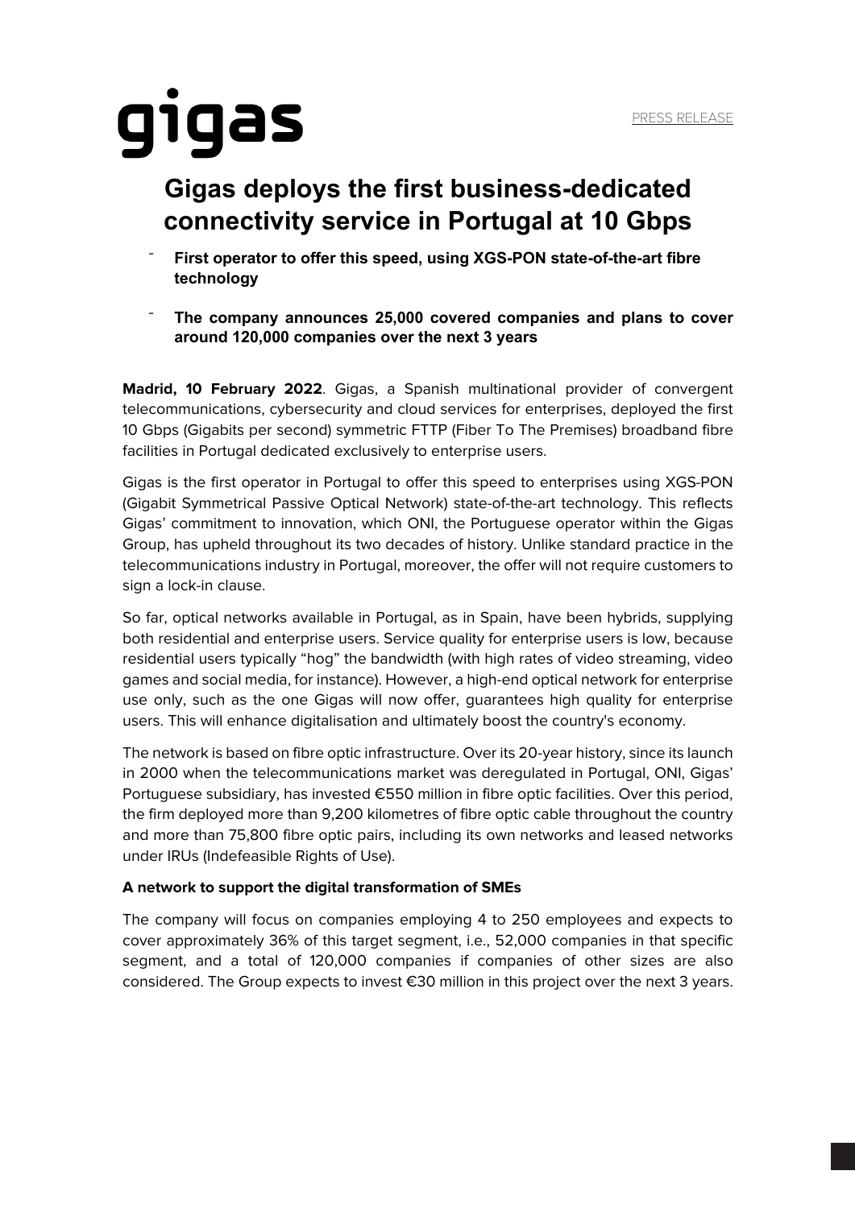gigas

PRESS RELEASE

# Gigas deploys the first business-dedicated connectivity service in Portugal at 10 Gbps

- **First operator to offer this speed, using XGS-PON state-of-the-art fibre technology**
- **The company announces 25,000 covered companies and plans to cover around 120,000 companies over the next 3 years**

**Madrid, 10 February 2022**. Gigas, a Spanish multinational provider of convergent telecommunications, cybersecurity and cloud services for enterprises, deployed the first 10 Gbps (Gigabits per second) symmetric FTTP (Fiber To The Premises) broadband fibre facilities in Portugal dedicated exclusively to enterprise users.

Gigas is the first operator in Portugal to offer this speed to enterprises using XGS-PON (Gigabit Symmetrical Passive Optical Network) state-of-the-art technology. This reflects Gigas' commitment to innovation, which ONI, the Portuguese operator within the Gigas Group, has upheld throughout its two decades of history. Unlike standard practice in the telecommunications industry in Portugal, moreover, the offer will not require customers to sign a lock-in clause.

So far, optical networks available in Portugal, as in Spain, have been hybrids, supplying both residential and enterprise users. Service quality for enterprise users is low, because residential users typically "hog" the bandwidth (with high rates of video streaming, video games and social media, for instance). However, a high-end optical network for enterprise use only, such as the one Gigas will now offer, guarantees high quality for enterprise users. This will enhance digitalisation and ultimately boost the country's economy.

The network is based on fibre optic infrastructure. Over its 20-year history, since its launch in 2000 when the telecommunications market was deregulated in Portugal, ONI, Gigas' Portuguese subsidiary, has invested €550 million in fibre optic facilities. Over this period, the firm deployed more than 9,200 kilometres of fibre optic cable throughout the country and more than 75,800 fibre optic pairs, including its own networks and leased networks under IRUs (Indefeasible Rights of Use).

**A network to support the digital transformation of SMEs**

The company will focus on companies employing 4 to 250 employees and expects to cover approximately 36% of this target segment, i.e., 52,000 companies in that specific segment, and a total of 120,000 companies if companies of other sizes are also considered. The Group expects to invest €30 million in this project over the next 3 years.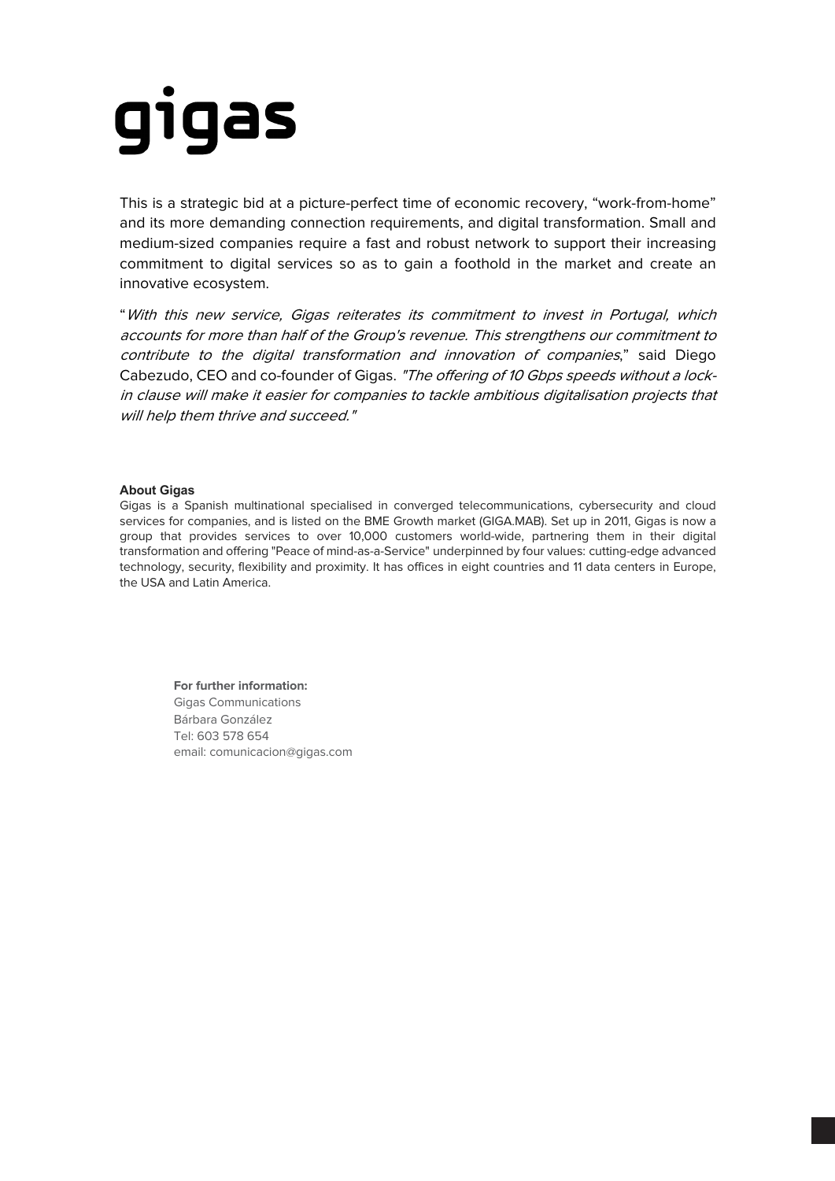# gigas

This is a strategic bid at a picture-perfect time of economic recovery, "work-from-home" and its more demanding connection requirements, and digital transformation. Small and medium-sized companies require a fast and robust network to support their increasing commitment to digital services so as to gain a foothold in the market and create an innovative ecosystem.

"*With this new service, Gigas reiterates its commitment to invest in Portugal, which accounts for more than half of the Group's revenue. This strengthens our commitment to contribute to the digital transformation and innovation of companies*," said Diego Cabezudo, CEO and co-founder of Gigas. *"The offering of 10 Gbps speeds without a lock-in clause will make it easier for companies to tackle ambitious digitalisation projects that will help them thrive and succeed."*

**About Gigas**

Gigas is a Spanish multinational specialised in converged telecommunications, cybersecurity and cloud services for companies, and is listed on the BME Growth market (GIGA.MAB). Set up in 2011, Gigas is now a group that provides services to over 10,000 customers world-wide, partnering them in their digital transformation and offering "Peace of mind-as-a-Service" underpinned by four values: cutting-edge advanced technology, security, flexibility and proximity. It has offices in eight countries and 11 data centers in Europe, the USA and Latin America.

**For further information:**
Gigas Communications
Bárbara González
Tel: 603 578 654
email: comunicacion@gigas.com